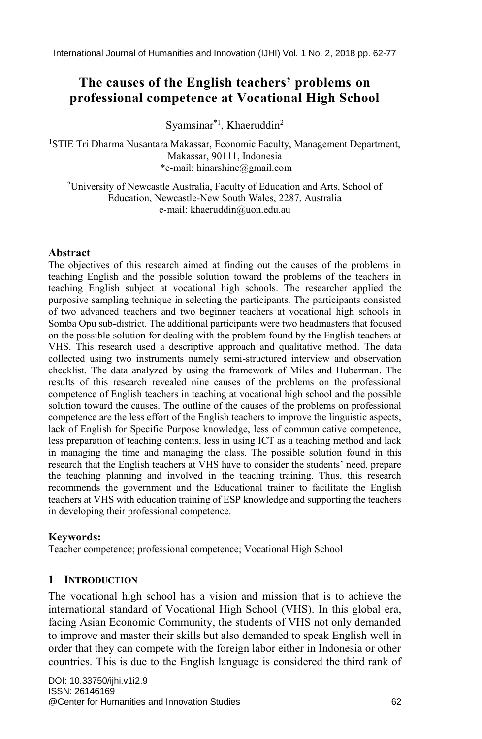# The causes of the English teachers' problems on professional competence at Vocational High School

Syamsinar*[1], Khaeruddin[2]

[1]STIE Tri Dharma Nusantara Makassar, Economic Faculty, Management Department, Makassar, 90111, Indonesia
*e-mail: hinarshine@gmail.com

[2]University of Newcastle Australia, Faculty of Education and Arts, School of Education, Newcastle-New South Wales, 2287, Australia
e-mail: khaeruddin@uon.edu.au

## Abstract

The objectives of this research aimed at finding out the causes of the problems in teaching English and the possible solution toward the problems of the teachers in teaching English subject at vocational high schools. The researcher applied the purposive sampling technique in selecting the participants. The participants consisted of two advanced teachers and two beginner teachers at vocational high schools in Somba Opu sub-district. The additional participants were two headmasters that focused on the possible solution for dealing with the problem found by the English teachers at VHS. This research used a descriptive approach and qualitative method. The data collected using two instruments namely semi-structured interview and observation checklist. The data analyzed by using the framework of Miles and Huberman. The results of this research revealed nine causes of the problems on the professional competence of English teachers in teaching at vocational high school and the possible solution toward the causes. The outline of the causes of the problems on professional competence are the less effort of the English teachers to improve the linguistic aspects, lack of English for Specific Purpose knowledge, less of communicative competence, less preparation of teaching contents, less in using ICT as a teaching method and lack in managing the time and managing the class. The possible solution found in this research that the English teachers at VHS have to consider the students' need, prepare the teaching planning and involved in the teaching training. Thus, this research recommends the government and the Educational trainer to facilitate the English teachers at VHS with education training of ESP knowledge and supporting the teachers in developing their professional competence.

## Keywords:

Teacher competence; professional competence; Vocational High School

## 1 Introduction

The vocational high school has a vision and mission that is to achieve the international standard of Vocational High School (VHS). In this global era, facing Asian Economic Community, the students of VHS not only demanded to improve and master their skills but also demanded to speak English well in order that they can compete with the foreign labor either in Indonesia or other countries. This is due to the English language is considered the third rank of

DOI: 10.33750/ijhi.v1i2.9
ISSN: 26146169
@Center for Humanities and Innovation Studies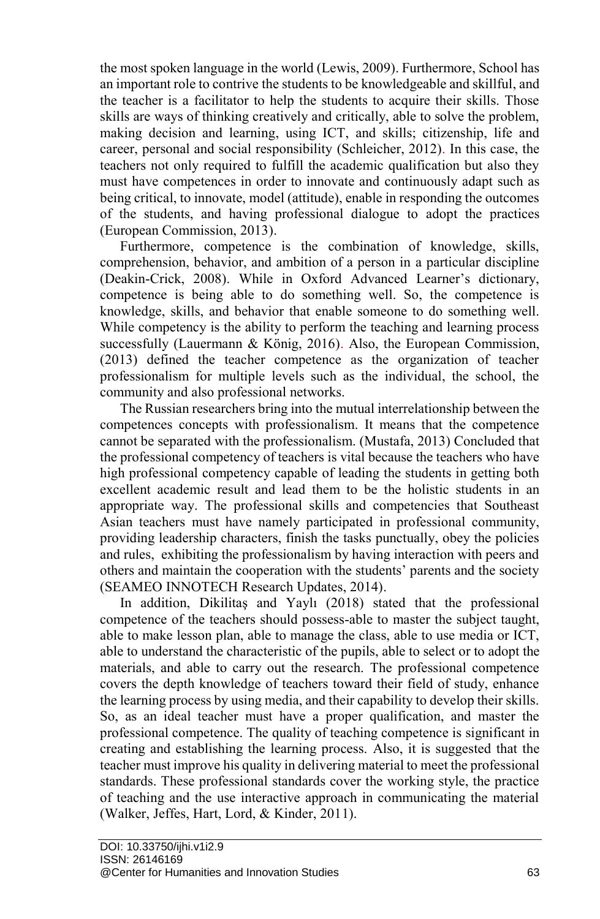the most spoken language in the world (Lewis, 2009). Furthermore, School has an important role to contrive the students to be knowledgeable and skillful, and the teacher is a facilitator to help the students to acquire their skills. Those skills are ways of thinking creatively and critically, able to solve the problem, making decision and learning, using ICT, and skills; citizenship, life and career, personal and social responsibility (Schleicher, 2012). In this case, the teachers not only required to fulfill the academic qualification but also they must have competences in order to innovate and continuously adapt such as being critical, to innovate, model (attitude), enable in responding the outcomes of the students, and having professional dialogue to adopt the practices (European Commission, 2013).

Furthermore, competence is the combination of knowledge, skills, comprehension, behavior, and ambition of a person in a particular discipline (Deakin-Crick, 2008). While in Oxford Advanced Learner's dictionary, competence is being able to do something well. So, the competence is knowledge, skills, and behavior that enable someone to do something well. While competency is the ability to perform the teaching and learning process successfully (Lauermann & König, 2016). Also, the European Commission, (2013) defined the teacher competence as the organization of teacher professionalism for multiple levels such as the individual, the school, the community and also professional networks.

The Russian researchers bring into the mutual interrelationship between the competences concepts with professionalism. It means that the competence cannot be separated with the professionalism. (Mustafa, 2013) Concluded that the professional competency of teachers is vital because the teachers who have high professional competency capable of leading the students in getting both excellent academic result and lead them to be the holistic students in an appropriate way. The professional skills and competencies that Southeast Asian teachers must have namely participated in professional community, providing leadership characters, finish the tasks punctually, obey the policies and rules, exhibiting the professionalism by having interaction with peers and others and maintain the cooperation with the students' parents and the society (SEAMEO INNOTECH Research Updates, 2014).

In addition, Dikilitaş and Yaylı (2018) stated that the professional competence of the teachers should possess-able to master the subject taught, able to make lesson plan, able to manage the class, able to use media or ICT, able to understand the characteristic of the pupils, able to select or to adopt the materials, and able to carry out the research. The professional competence covers the depth knowledge of teachers toward their field of study, enhance the learning process by using media, and their capability to develop their skills. So, as an ideal teacher must have a proper qualification, and master the professional competence. The quality of teaching competence is significant in creating and establishing the learning process. Also, it is suggested that the teacher must improve his quality in delivering material to meet the professional standards. These professional standards cover the working style, the practice of teaching and the use interactive approach in communicating the material (Walker, Jeffes, Hart, Lord, & Kinder, 2011).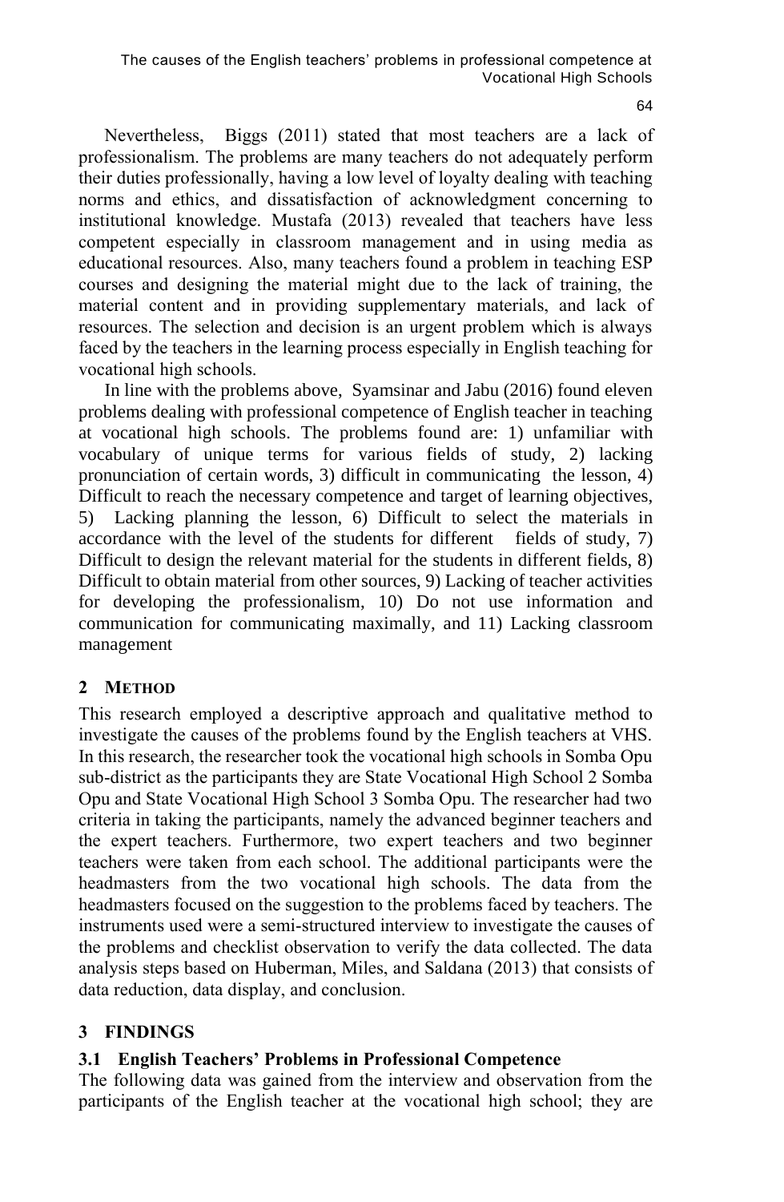Nevertheless, Biggs (2011) stated that most teachers are a lack of professionalism. The problems are many teachers do not adequately perform their duties professionally, having a low level of loyalty dealing with teaching norms and ethics, and dissatisfaction of acknowledgment concerning to institutional knowledge. Mustafa (2013) revealed that teachers have less competent especially in classroom management and in using media as educational resources. Also, many teachers found a problem in teaching ESP courses and designing the material might due to the lack of training, the material content and in providing supplementary materials, and lack of resources. The selection and decision is an urgent problem which is always faced by the teachers in the learning process especially in English teaching for vocational high schools.

In line with the problems above, Syamsinar and Jabu (2016) found eleven problems dealing with professional competence of English teacher in teaching at vocational high schools. The problems found are: 1) unfamiliar with vocabulary of unique terms for various fields of study, 2) lacking pronunciation of certain words, 3) difficult in communicating the lesson, 4) Difficult to reach the necessary competence and target of learning objectives, 5) Lacking planning the lesson, 6) Difficult to select the materials in accordance with the level of the students for different fields of study, 7) Difficult to design the relevant material for the students in different fields, 8) Difficult to obtain material from other sources, 9) Lacking of teacher activities for developing the professionalism, 10) Do not use information and communication for communicating maximally, and 11) Lacking classroom management

## 2 METHOD

This research employed a descriptive approach and qualitative method to investigate the causes of the problems found by the English teachers at VHS. In this research, the researcher took the vocational high schools in Somba Opu sub-district as the participants they are State Vocational High School 2 Somba Opu and State Vocational High School 3 Somba Opu. The researcher had two criteria in taking the participants, namely the advanced beginner teachers and the expert teachers. Furthermore, two expert teachers and two beginner teachers were taken from each school. The additional participants were the headmasters from the two vocational high schools. The data from the headmasters focused on the suggestion to the problems faced by teachers. The instruments used were a semi-structured interview to investigate the causes of the problems and checklist observation to verify the data collected. The data analysis steps based on Huberman, Miles, and Saldana (2013) that consists of data reduction, data display, and conclusion.

## 3 FINDINGS

### 3.1 English Teachers' Problems in Professional Competence

The following data was gained from the interview and observation from the participants of the English teacher at the vocational high school; they are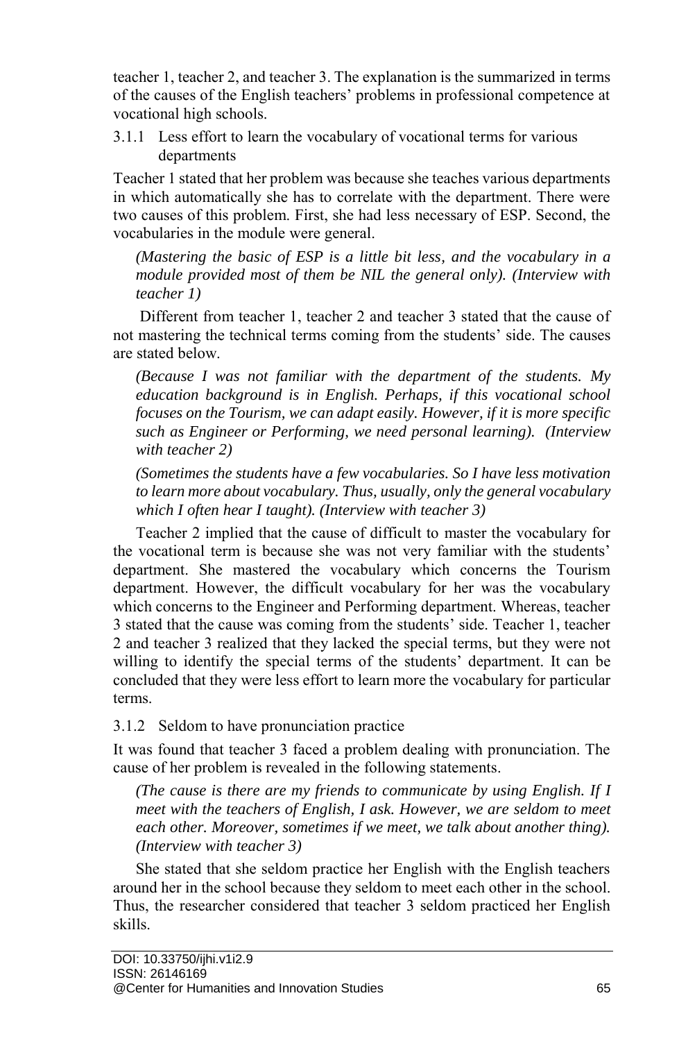teacher 1, teacher 2, and teacher 3. The explanation is the summarized in terms of the causes of the English teachers' problems in professional competence at vocational high schools.

### 3.1.1 Less effort to learn the vocabulary of vocational terms for various departments

Teacher 1 stated that her problem was because she teaches various departments in which automatically she has to correlate with the department. There were two causes of this problem. First, she had less necessary of ESP. Second, the vocabularies in the module were general.

> *(Mastering the basic of ESP is a little bit less, and the vocabulary in a module provided most of them be NIL the general only). (Interview with teacher 1)*

Different from teacher 1, teacher 2 and teacher 3 stated that the cause of not mastering the technical terms coming from the students' side. The causes are stated below.

> *(Because I was not familiar with the department of the students. My education background is in English. Perhaps, if this vocational school focuses on the Tourism, we can adapt easily. However, if it is more specific such as Engineer or Performing, we need personal learning). (Interview with teacher 2)*

> *(Sometimes the students have a few vocabularies. So I have less motivation to learn more about vocabulary. Thus, usually, only the general vocabulary which I often hear I taught). (Interview with teacher 3)*

Teacher 2 implied that the cause of difficult to master the vocabulary for the vocational term is because she was not very familiar with the students' department. She mastered the vocabulary which concerns the Tourism department. However, the difficult vocabulary for her was the vocabulary which concerns to the Engineer and Performing department. Whereas, teacher 3 stated that the cause was coming from the students' side. Teacher 1, teacher 2 and teacher 3 realized that they lacked the special terms, but they were not willing to identify the special terms of the students' department. It can be concluded that they were less effort to learn more the vocabulary for particular terms.

### 3.1.2 Seldom to have pronunciation practice

It was found that teacher 3 faced a problem dealing with pronunciation. The cause of her problem is revealed in the following statements.

> *(The cause is there are my friends to communicate by using English. If I meet with the teachers of English, I ask. However, we are seldom to meet each other. Moreover, sometimes if we meet, we talk about another thing). (Interview with teacher 3)*

She stated that she seldom practice her English with the English teachers around her in the school because they seldom to meet each other in the school. Thus, the researcher considered that teacher 3 seldom practiced her English skills.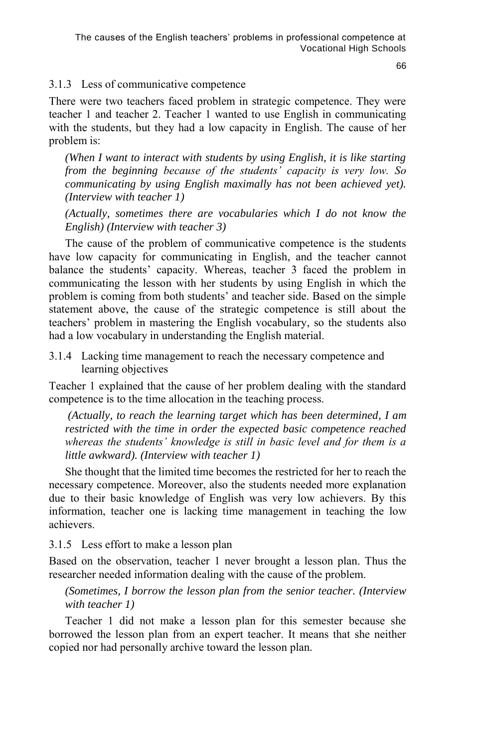### 3.1.3 Less of communicative competence

There were two teachers faced problem in strategic competence. They were teacher 1 and teacher 2. Teacher 1 wanted to use English in communicating with the students, but they had a low capacity in English. The cause of her problem is:

> *(When I want to interact with students by using English, it is like starting from the beginning because of the students' capacity is very low. So communicating by using English maximally has not been achieved yet). (Interview with teacher 1)*
>
> *(Actually, sometimes there are vocabularies which I do not know the English) (Interview with teacher 3)*

The cause of the problem of communicative competence is the students have low capacity for communicating in English, and the teacher cannot balance the students' capacity. Whereas, teacher 3 faced the problem in communicating the lesson with her students by using English in which the problem is coming from both students' and teacher side. Based on the simple statement above, the cause of the strategic competence is still about the teachers' problem in mastering the English vocabulary, so the students also had a low vocabulary in understanding the English material.

### 3.1.4 Lacking time management to reach the necessary competence and learning objectives

Teacher 1 explained that the cause of her problem dealing with the standard competence is to the time allocation in the teaching process.

> *(Actually, to reach the learning target which has been determined, I am restricted with the time in order the expected basic competence reached whereas the students' knowledge is still in basic level and for them is a little awkward). (Interview with teacher 1)*

She thought that the limited time becomes the restricted for her to reach the necessary competence. Moreover, also the students needed more explanation due to their basic knowledge of English was very low achievers. By this information, teacher one is lacking time management in teaching the low achievers.

### 3.1.5 Less effort to make a lesson plan

Based on the observation, teacher 1 never brought a lesson plan. Thus the researcher needed information dealing with the cause of the problem.

> *(Sometimes, I borrow the lesson plan from the senior teacher. (Interview with teacher 1)*

Teacher 1 did not make a lesson plan for this semester because she borrowed the lesson plan from an expert teacher. It means that she neither copied nor had personally archive toward the lesson plan.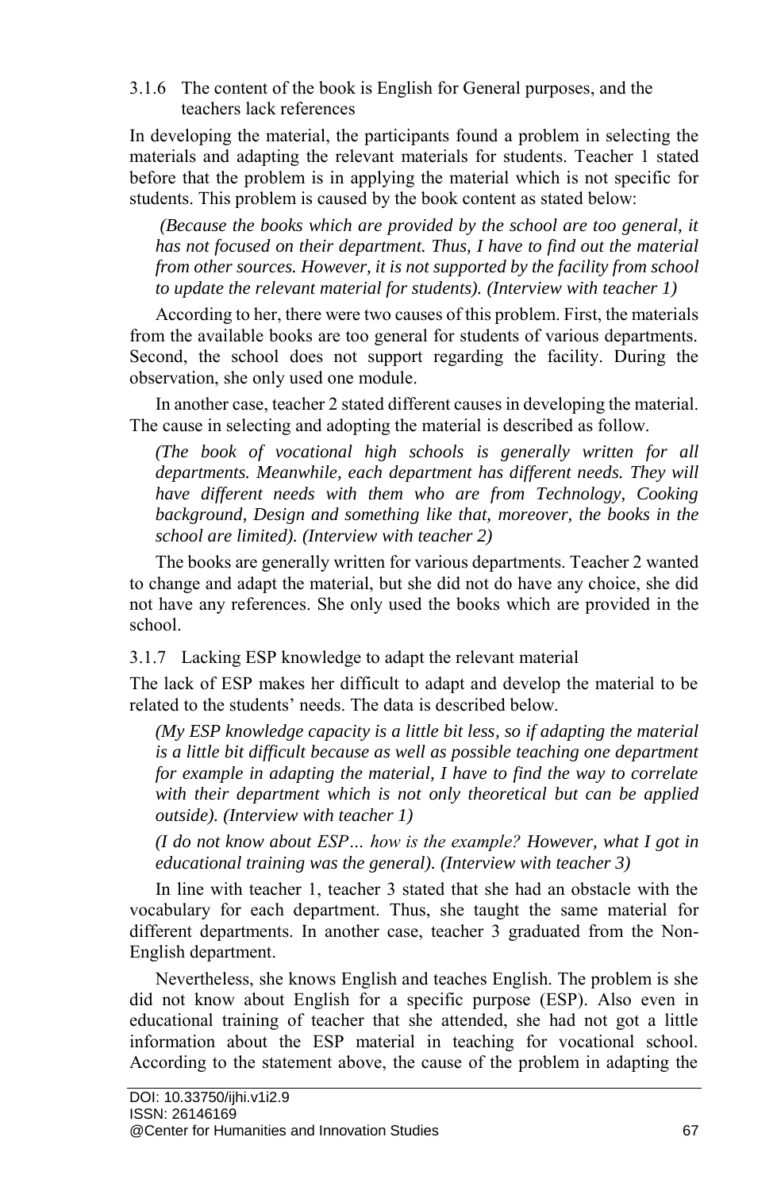### 3.1.6 The content of the book is English for General purposes, and the teachers lack references

In developing the material, the participants found a problem in selecting the materials and adapting the relevant materials for students. Teacher 1 stated before that the problem is in applying the material which is not specific for students. This problem is caused by the book content as stated below:

> *(Because the books which are provided by the school are too general, it has not focused on their department. Thus, I have to find out the material from other sources. However, it is not supported by the facility from school to update the relevant material for students). (Interview with teacher 1)*

According to her, there were two causes of this problem. First, the materials from the available books are too general for students of various departments. Second, the school does not support regarding the facility. During the observation, she only used one module.

In another case, teacher 2 stated different causes in developing the material. The cause in selecting and adopting the material is described as follow.

> *(The book of vocational high schools is generally written for all departments. Meanwhile, each department has different needs. They will have different needs with them who are from Technology, Cooking background, Design and something like that, moreover, the books in the school are limited). (Interview with teacher 2)*

The books are generally written for various departments. Teacher 2 wanted to change and adapt the material, but she did not do have any choice, she did not have any references. She only used the books which are provided in the school.

### 3.1.7 Lacking ESP knowledge to adapt the relevant material

The lack of ESP makes her difficult to adapt and develop the material to be related to the students' needs. The data is described below.

> *(My ESP knowledge capacity is a little bit less, so if adapting the material is a little bit difficult because as well as possible teaching one department for example in adapting the material, I have to find the way to correlate with their department which is not only theoretical but can be applied outside). (Interview with teacher 1)*
>
> *(I do not know about ESP… how is the example? However, what I got in educational training was the general). (Interview with teacher 3)*

In line with teacher 1, teacher 3 stated that she had an obstacle with the vocabulary for each department. Thus, she taught the same material for different departments. In another case, teacher 3 graduated from the Non-English department.

Nevertheless, she knows English and teaches English. The problem is she did not know about English for a specific purpose (ESP). Also even in educational training of teacher that she attended, she had not got a little information about the ESP material in teaching for vocational school. According to the statement above, the cause of the problem in adapting the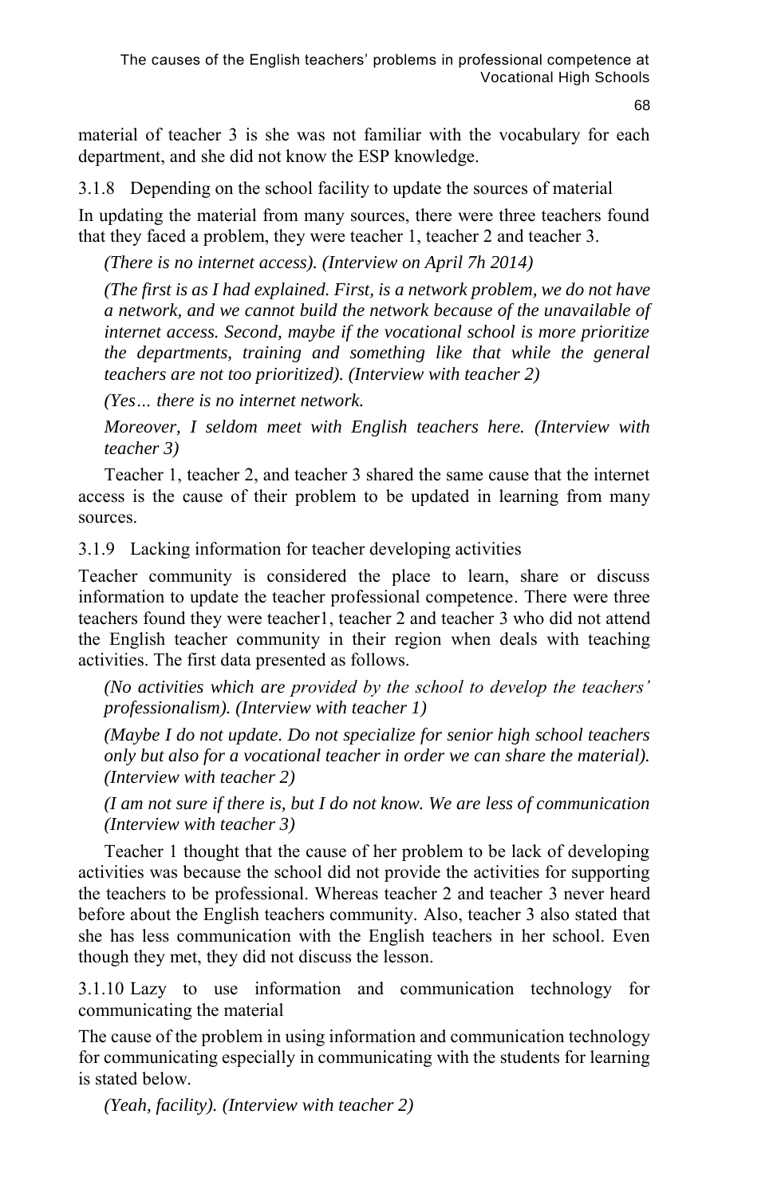material of teacher 3 is she was not familiar with the vocabulary for each department, and she did not know the ESP knowledge.

### 3.1.8 Depending on the school facility to update the sources of material

In updating the material from many sources, there were three teachers found that they faced a problem, they were teacher 1, teacher 2 and teacher 3.

*(There is no internet access). (Interview on April 7h 2014)*

*(The first is as I had explained. First, is a network problem, we do not have a network, and we cannot build the network because of the unavailable of internet access. Second, maybe if the vocational school is more prioritize the departments, training and something like that while the general teachers are not too prioritized). (Interview with teacher 2)*

*(Yes… there is no internet network.*

*Moreover, I seldom meet with English teachers here. (Interview with teacher 3)*

Teacher 1, teacher 2, and teacher 3 shared the same cause that the internet access is the cause of their problem to be updated in learning from many sources.

### 3.1.9 Lacking information for teacher developing activities

Teacher community is considered the place to learn, share or discuss information to update the teacher professional competence. There were three teachers found they were teacher1, teacher 2 and teacher 3 who did not attend the English teacher community in their region when deals with teaching activities. The first data presented as follows.

*(No activities which are provided by the school to develop the teachers' professionalism). (Interview with teacher 1)*

*(Maybe I do not update. Do not specialize for senior high school teachers only but also for a vocational teacher in order we can share the material). (Interview with teacher 2)*

*(I am not sure if there is, but I do not know. We are less of communication (Interview with teacher 3)*

Teacher 1 thought that the cause of her problem to be lack of developing activities was because the school did not provide the activities for supporting the teachers to be professional. Whereas teacher 2 and teacher 3 never heard before about the English teachers community. Also, teacher 3 also stated that she has less communication with the English teachers in her school. Even though they met, they did not discuss the lesson.

### 3.1.10 Lazy to use information and communication technology for communicating the material

The cause of the problem in using information and communication technology for communicating especially in communicating with the students for learning is stated below.

*(Yeah, facility). (Interview with teacher 2)*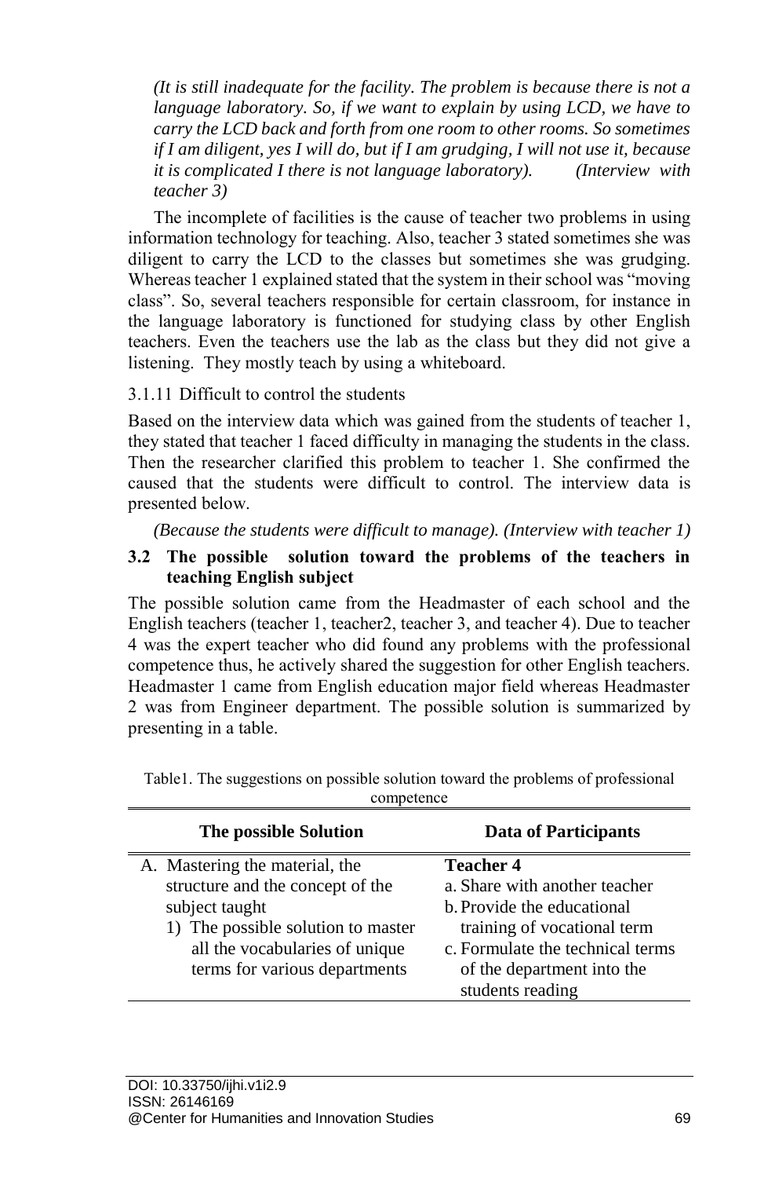*(It is still inadequate for the facility. The problem is because there is not a language laboratory. So, if we want to explain by using LCD, we have to carry the LCD back and forth from one room to other rooms. So sometimes if I am diligent, yes I will do, but if I am grudging, I will not use it, because it is complicated I there is not language laboratory). (Interview with teacher 3)*

The incomplete of facilities is the cause of teacher two problems in using information technology for teaching. Also, teacher 3 stated sometimes she was diligent to carry the LCD to the classes but sometimes she was grudging. Whereas teacher 1 explained stated that the system in their school was "moving class". So, several teachers responsible for certain classroom, for instance in the language laboratory is functioned for studying class by other English teachers. Even the teachers use the lab as the class but they did not give a listening. They mostly teach by using a whiteboard.

#### 3.1.11 Difficult to control the students

Based on the interview data which was gained from the students of teacher 1, they stated that teacher 1 faced difficulty in managing the students in the class. Then the researcher clarified this problem to teacher 1. She confirmed the caused that the students were difficult to control. The interview data is presented below.

*(Because the students were difficult to manage). (Interview with teacher 1)*

### 3.2 The possible solution toward the problems of the teachers in teaching English subject

The possible solution came from the Headmaster of each school and the English teachers (teacher 1, teacher2, teacher 3, and teacher 4). Due to teacher 4 was the expert teacher who did found any problems with the professional competence thus, he actively shared the suggestion for other English teachers. Headmaster 1 came from English education major field whereas Headmaster 2 was from Engineer department. The possible solution is summarized by presenting in a table.

Table1. The suggestions on possible solution toward the problems of professional competence

| The possible Solution | Data of Participants |
|---|---|
| A. Mastering the material, the structure and the concept of the subject taught<br>1) The possible solution to master all the vocabularies of unique terms for various departments | **Teacher 4**<br>a. Share with another teacher<br>b. Provide the educational training of vocational term<br>c. Formulate the technical terms of the department into the students reading |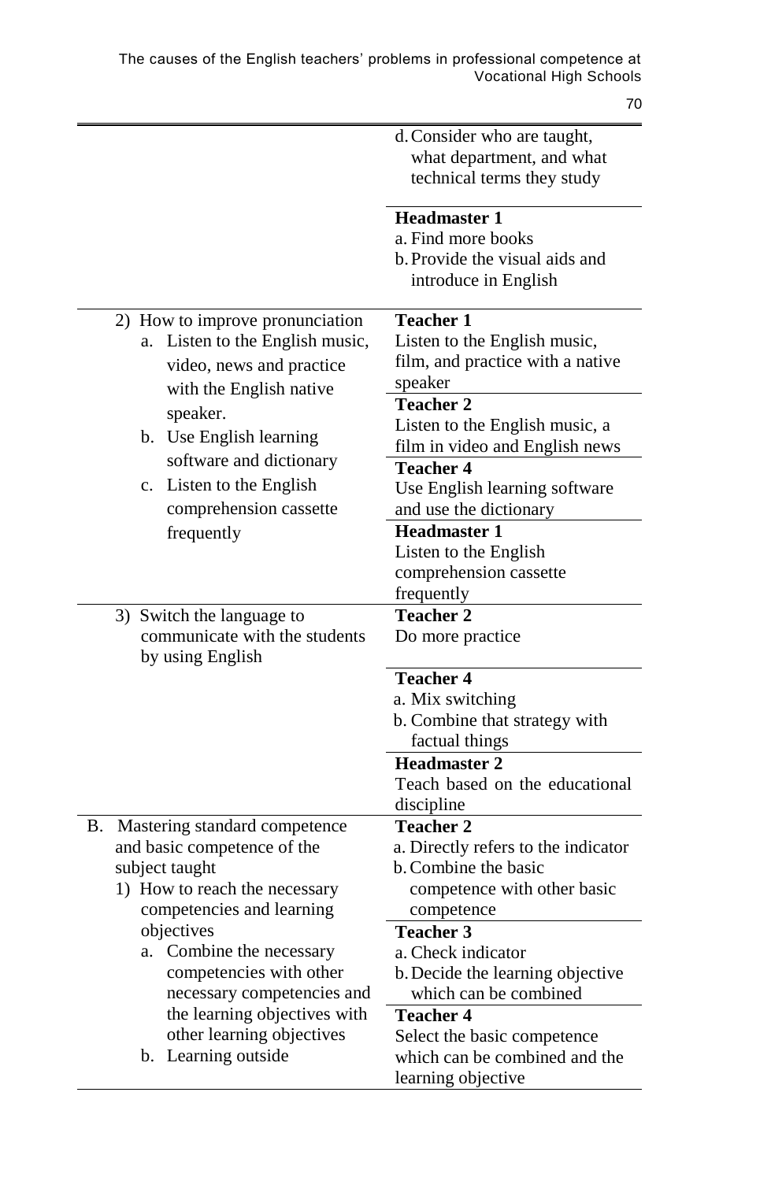| | |
|---|---|
| | d. Consider who are taught, what department, and what technical terms they study |
| | **Headmaster 1**<br>a. Find more books<br>b. Provide the visual aids and introduce in English |
| 2) How to improve pronunciation<br>a. Listen to the English music, video, news and practice with the English native speaker.<br>b. Use English learning software and dictionary<br>c. Listen to the English comprehension cassette frequently | **Teacher 1**<br>Listen to the English music, film, and practice with a native speaker |
| | **Teacher 2**<br>Listen to the English music, a film in video and English news |
| | **Teacher 4**<br>Use English learning software and use the dictionary |
| | **Headmaster 1**<br>Listen to the English comprehension cassette frequently |
| 3) Switch the language to communicate with the students by using English | **Teacher 2**<br>Do more practice |
| | **Teacher 4**<br>a. Mix switching<br>b. Combine that strategy with factual things |
| | **Headmaster 2**<br>Teach based on the educational discipline |
| B. Mastering standard competence and basic competence of the subject taught<br>1) How to reach the necessary competencies and learning objectives<br>a. Combine the necessary competencies with other necessary competencies and the learning objectives with other learning objectives<br>b. Learning outside | **Teacher 2**<br>a. Directly refers to the indicator<br>b. Combine the basic competence with other basic competence |
| | **Teacher 3**<br>a. Check indicator<br>b. Decide the learning objective which can be combined |
| | **Teacher 4**<br>Select the basic competence which can be combined and the learning objective |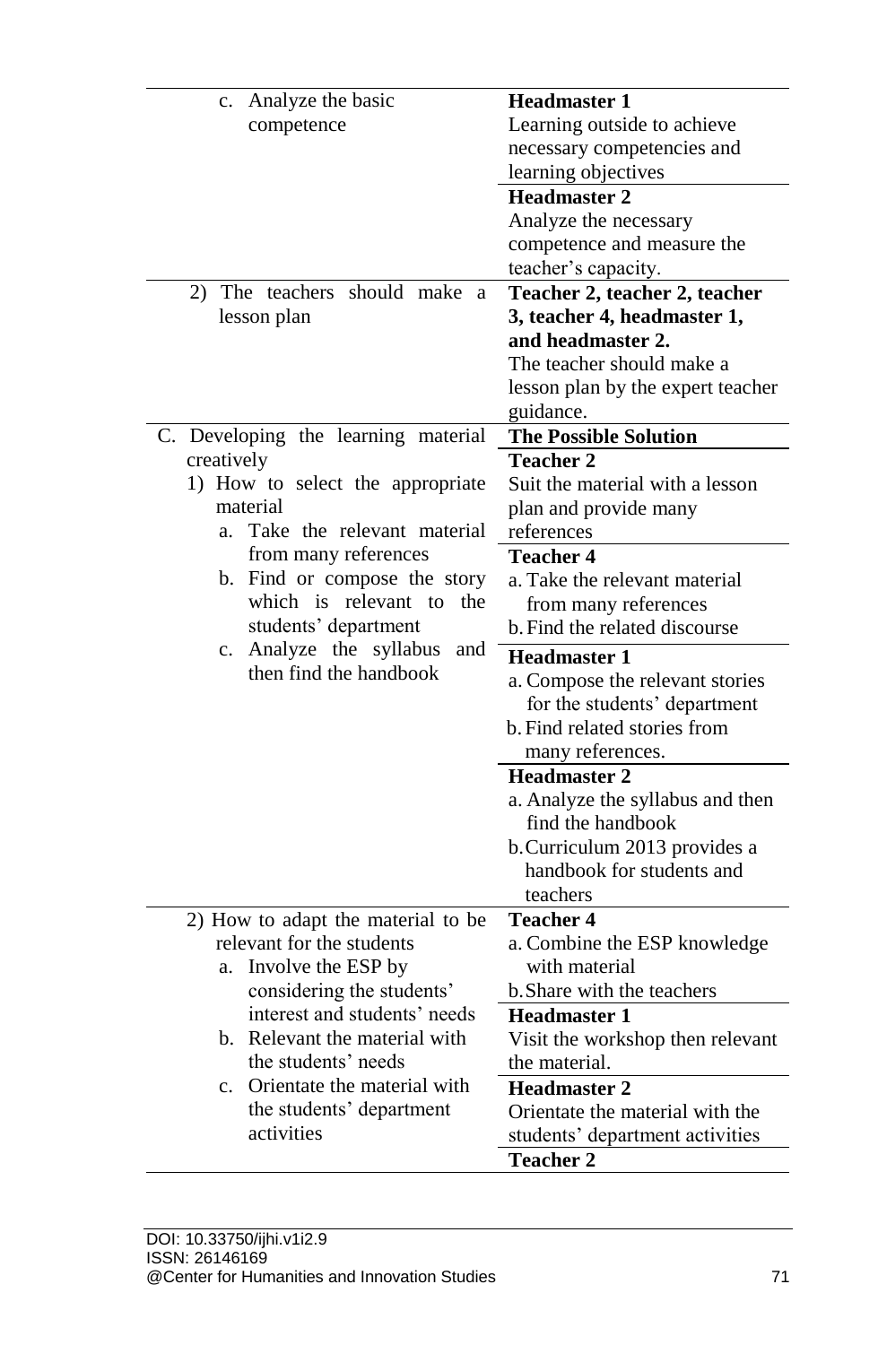| | |
|---|---|
| c. Analyze the basic competence | **Headmaster 1**<br>Learning outside to achieve necessary competencies and learning objectives |
| | **Headmaster 2**<br>Analyze the necessary competence and measure the teacher's capacity. |
| 2) The teachers should make a lesson plan | **Teacher 2, teacher 2, teacher 3, teacher 4, headmaster 1, and headmaster 2.**<br>The teacher should make a lesson plan by the expert teacher guidance. |
| C. Developing the learning material creatively | **The Possible Solution** |
| 1) How to select the appropriate material<br>a. Take the relevant material from many references<br>b. Find or compose the story which is relevant to the students' department<br>c. Analyze the syllabus and then find the handbook | **Teacher 2**<br>Suit the material with a lesson plan and provide many references |
| | **Teacher 4**<br>a. Take the relevant material from many references<br>b. Find the related discourse |
| | **Headmaster 1**<br>a. Compose the relevant stories for the students' department<br>b. Find related stories from many references. |
| | **Headmaster 2**<br>a. Analyze the syllabus and then find the handbook<br>b. Curriculum 2013 provides a handbook for students and teachers |
| 2) How to adapt the material to be relevant for the students<br>a. Involve the ESP by considering the students' interest and students' needs<br>b. Relevant the material with the students' needs<br>c. Orientate the material with the students' department activities | **Teacher 4**<br>a. Combine the ESP knowledge with material<br>b. Share with the teachers |
| | **Headmaster 1**<br>Visit the workshop then relevant the material. |
| | **Headmaster 2**<br>Orientate the material with the students' department activities |
| | **Teacher 2** |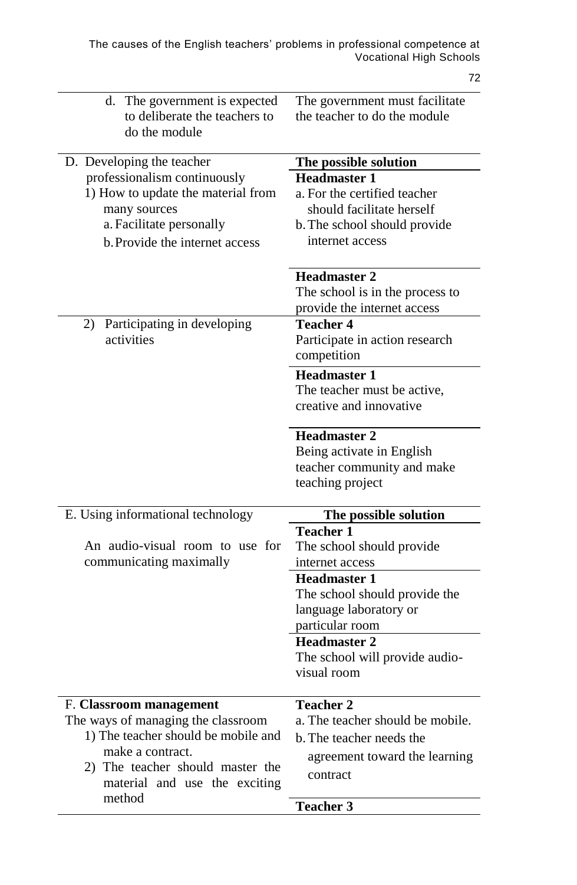| | |
|---|---|
| d. The government is expected to deliberate the teachers to do the module | The government must facilitate the teacher to do the module |
| D. Developing the teacher professionalism continuously<br>1) How to update the material from many sources<br>a. Facilitate personally<br>b. Provide the internet access | **The possible solution**<br>**Headmaster 1**<br>a. For the certified teacher should facilitate herself<br>b. The school should provide internet access |
| | **Headmaster 2**<br>The school is in the process to provide the internet access |
| 2) Participating in developing activities | **Teacher 4**<br>Participate in action research competition |
| | **Headmaster 1**<br>The teacher must be active, creative and innovative |
| | **Headmaster 2**<br>Being activate in English teacher community and make teaching project |
| E. Using informational technology<br><br>An audio-visual room to use for communicating maximally | **The possible solution**<br>**Teacher 1**<br>The school should provide internet access |
| | **Headmaster 1**<br>The school should provide the language laboratory or particular room |
| | **Headmaster 2**<br>The school will provide audio-visual room |
| F. **Classroom management**<br>The ways of managing the classroom<br>1) The teacher should be mobile and make a contract.<br>2) The teacher should master the material and use the exciting method | **Teacher 2**<br>a. The teacher should be mobile.<br>b. The teacher needs the agreement toward the learning contract |
| | **Teacher 3** |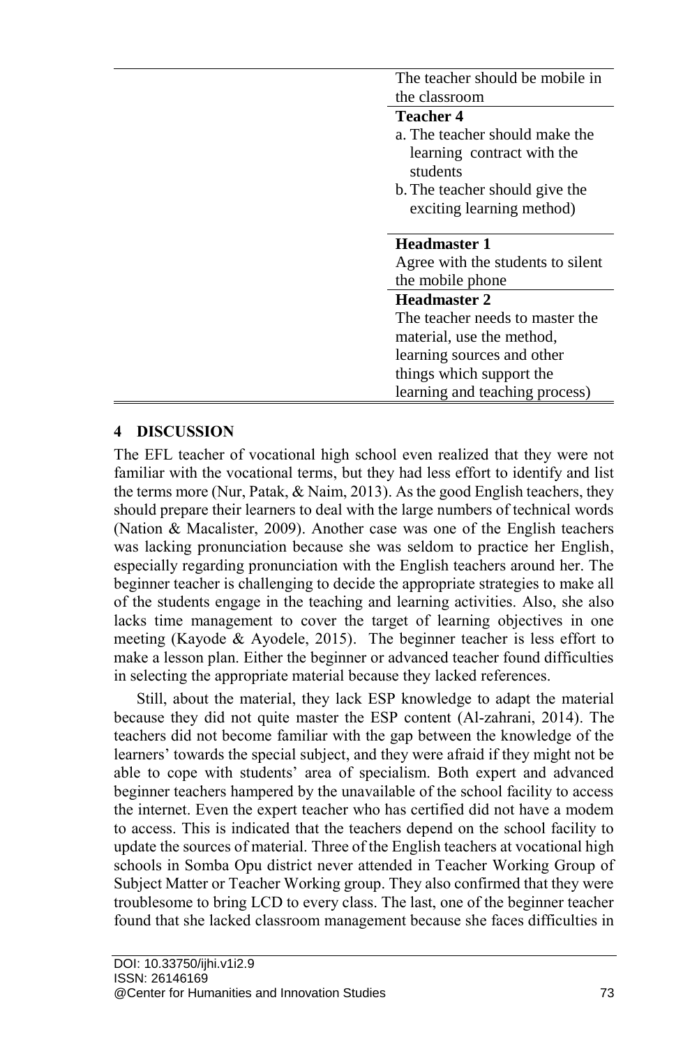| | |
|---|---|
| | The teacher should be mobile in the classroom |
| | **Teacher 4**<br>a. The teacher should make the learning contract with the students<br>b. The teacher should give the exciting learning method) |
| | **Headmaster 1**<br>Agree with the students to silent the mobile phone |
| | **Headmaster 2**<br>The teacher needs to master the material, use the method, learning sources and other things which support the learning and teaching process) |

## 4 DISCUSSION

The EFL teacher of vocational high school even realized that they were not familiar with the vocational terms, but they had less effort to identify and list the terms more (Nur, Patak, & Naim, 2013). As the good English teachers, they should prepare their learners to deal with the large numbers of technical words (Nation & Macalister, 2009). Another case was one of the English teachers was lacking pronunciation because she was seldom to practice her English, especially regarding pronunciation with the English teachers around her. The beginner teacher is challenging to decide the appropriate strategies to make all of the students engage in the teaching and learning activities. Also, she also lacks time management to cover the target of learning objectives in one meeting (Kayode & Ayodele, 2015). The beginner teacher is less effort to make a lesson plan. Either the beginner or advanced teacher found difficulties in selecting the appropriate material because they lacked references.

Still, about the material, they lack ESP knowledge to adapt the material because they did not quite master the ESP content (Al-zahrani, 2014). The teachers did not become familiar with the gap between the knowledge of the learners' towards the special subject, and they were afraid if they might not be able to cope with students' area of specialism. Both expert and advanced beginner teachers hampered by the unavailable of the school facility to access the internet. Even the expert teacher who has certified did not have a modem to access. This is indicated that the teachers depend on the school facility to update the sources of material. Three of the English teachers at vocational high schools in Somba Opu district never attended in Teacher Working Group of Subject Matter or Teacher Working group. They also confirmed that they were troublesome to bring LCD to every class. The last, one of the beginner teacher found that she lacked classroom management because she faces difficulties in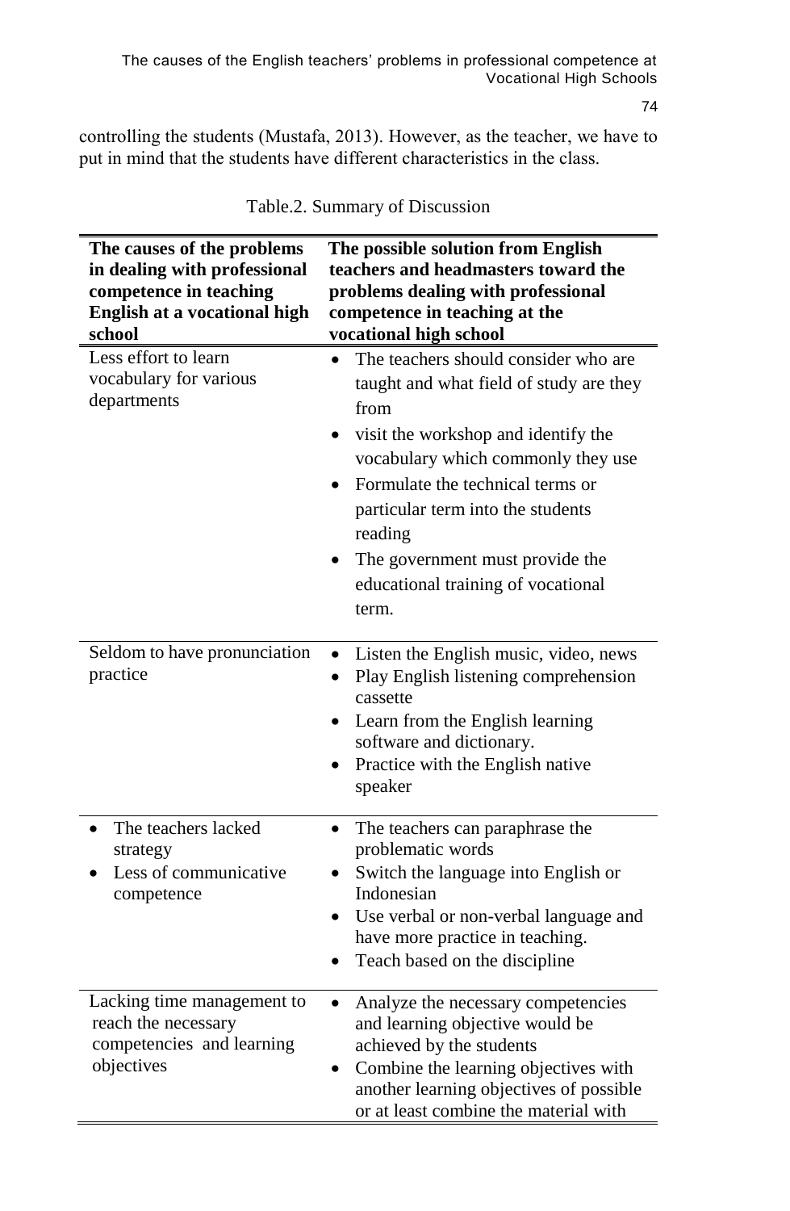controlling the students (Mustafa, 2013). However, as the teacher, we have to put in mind that the students have different characteristics in the class.

Table.2. Summary of Discussion

| **The causes of the problems in dealing with professional competence in teaching English at a vocational high school** | **The possible solution from English teachers and headmasters toward the problems dealing with professional competence in teaching at the vocational high school** |
|---|---|
| Less effort to learn vocabulary for various departments | • The teachers should consider who are taught and what field of study are they from<br>• visit the workshop and identify the vocabulary which commonly they use<br>• Formulate the technical terms or particular term into the students reading<br>• The government must provide the educational training of vocational term. |
| Seldom to have pronunciation practice | • Listen the English music, video, news<br>• Play English listening comprehension cassette<br>• Learn from the English learning software and dictionary.<br>• Practice with the English native speaker |
| • The teachers lacked strategy<br>• Less of communicative competence | • The teachers can paraphrase the problematic words<br>• Switch the language into English or Indonesian<br>• Use verbal or non-verbal language and have more practice in teaching.<br>• Teach based on the discipline |
| Lacking time management to reach the necessary competencies and learning objectives | • Analyze the necessary competencies and learning objective would be achieved by the students<br>• Combine the learning objectives with another learning objectives of possible or at least combine the material with |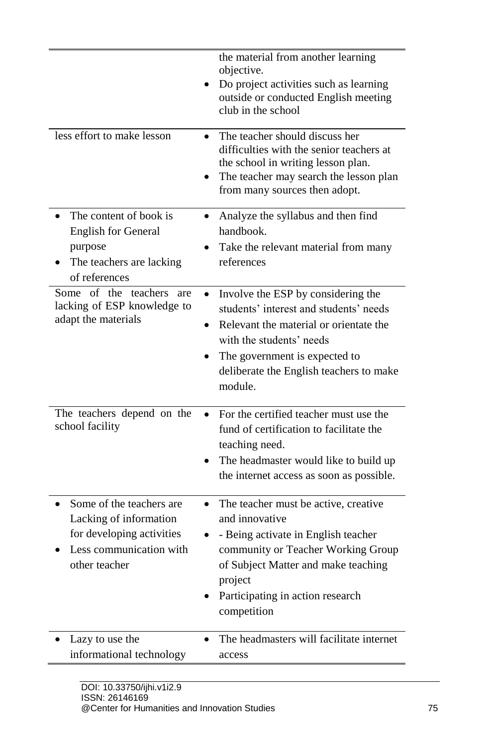| | |
|---|---|
| | the material from another learning objective.<br>• Do project activities such as learning outside or conducted English meeting club in the school |
| less effort to make lesson | • The teacher should discuss her difficulties with the senior teachers at the school in writing lesson plan.<br>• The teacher may search the lesson plan from many sources then adopt. |
| • The content of book is English for General purpose<br>• The teachers are lacking of references | • Analyze the syllabus and then find handbook.<br>• Take the relevant material from many references |
| Some of the teachers are lacking of ESP knowledge to adapt the materials | • Involve the ESP by considering the students' interest and students' needs<br>• Relevant the material or orientate the with the students' needs<br>• The government is expected to deliberate the English teachers to make module. |
| The teachers depend on the school facility | • For the certified teacher must use the fund of certification to facilitate the teaching need.<br>• The headmaster would like to build up the internet access as soon as possible. |
| • Some of the teachers are Lacking of information for developing activities<br>• Less communication with other teacher | • The teacher must be active, creative and innovative<br>• - Being activate in English teacher community or Teacher Working Group of Subject Matter and make teaching project<br>• Participating in action research competition |
| • Lazy to use the informational technology | • The headmasters will facilitate internet access |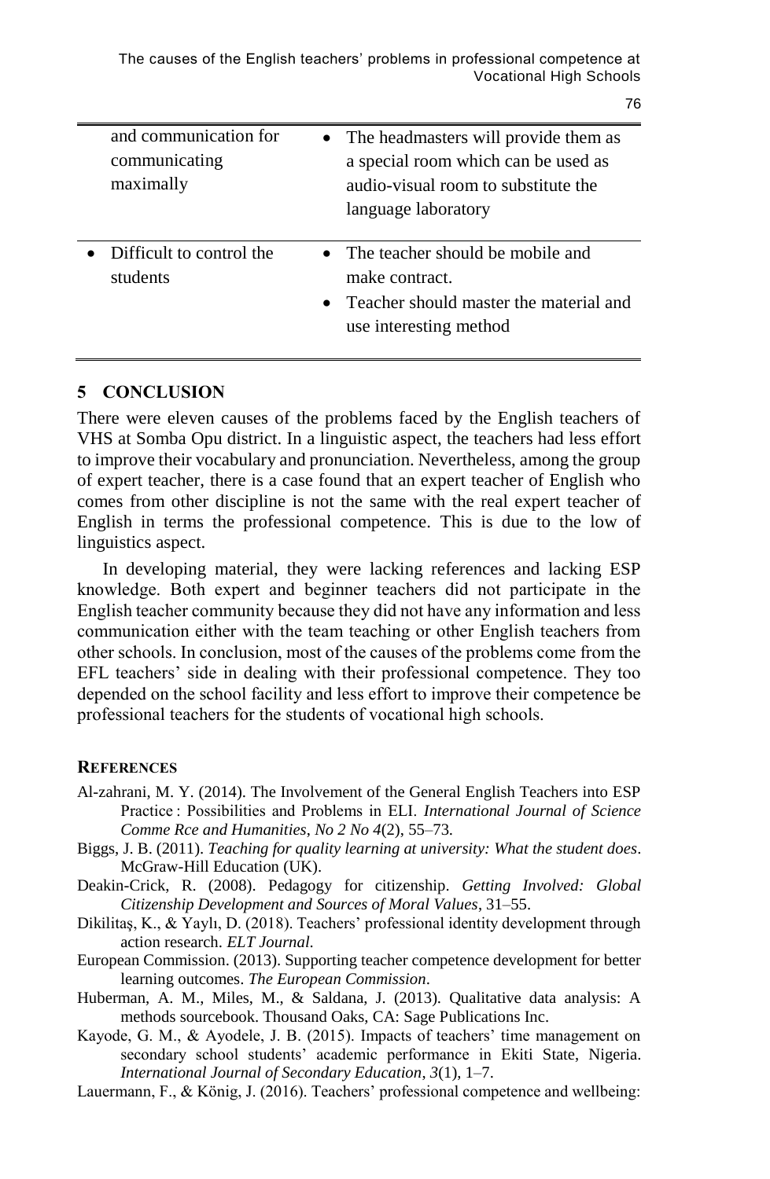| | |
|---|---|
| and communication for communicating maximally | • The headmasters will provide them as a special room which can be used as audio-visual room to substitute the language laboratory |
| • Difficult to control the students | • The teacher should be mobile and make contract. • Teacher should master the material and use interesting method |

## 5 CONCLUSION

There were eleven causes of the problems faced by the English teachers of VHS at Somba Opu district. In a linguistic aspect, the teachers had less effort to improve their vocabulary and pronunciation. Nevertheless, among the group of expert teacher, there is a case found that an expert teacher of English who comes from other discipline is not the same with the real expert teacher of English in terms the professional competence. This is due to the low of linguistics aspect.

In developing material, they were lacking references and lacking ESP knowledge. Both expert and beginner teachers did not participate in the English teacher community because they did not have any information and less communication either with the team teaching or other English teachers from other schools. In conclusion, most of the causes of the problems come from the EFL teachers' side in dealing with their professional competence. They too depended on the school facility and less effort to improve their competence be professional teachers for the students of vocational high schools.

## REFERENCES

Al-zahrani, M. Y. (2014). The Involvement of the General English Teachers into ESP Practice : Possibilities and Problems in ELI. *International Journal of Science Comme Rce and Humanities, No 2 No 4*(2), 55–73.

Biggs, J. B. (2011). *Teaching for quality learning at university: What the student does*. McGraw-Hill Education (UK).

Deakin-Crick, R. (2008). Pedagogy for citizenship. *Getting Involved: Global Citizenship Development and Sources of Moral Values*, 31–55.

Dikilitaş, K., & Yaylı, D. (2018). Teachers' professional identity development through action research. *ELT Journal.*

European Commission. (2013). Supporting teacher competence development for better learning outcomes. *The European Commission*.

Huberman, A. M., Miles, M., & Saldana, J. (2013). Qualitative data analysis: A methods sourcebook. Thousand Oaks, CA: Sage Publications Inc.

Kayode, G. M., & Ayodele, J. B. (2015). Impacts of teachers' time management on secondary school students' academic performance in Ekiti State, Nigeria. *International Journal of Secondary Education, 3*(1), 1–7.

Lauermann, F., & König, J. (2016). Teachers' professional competence and wellbeing: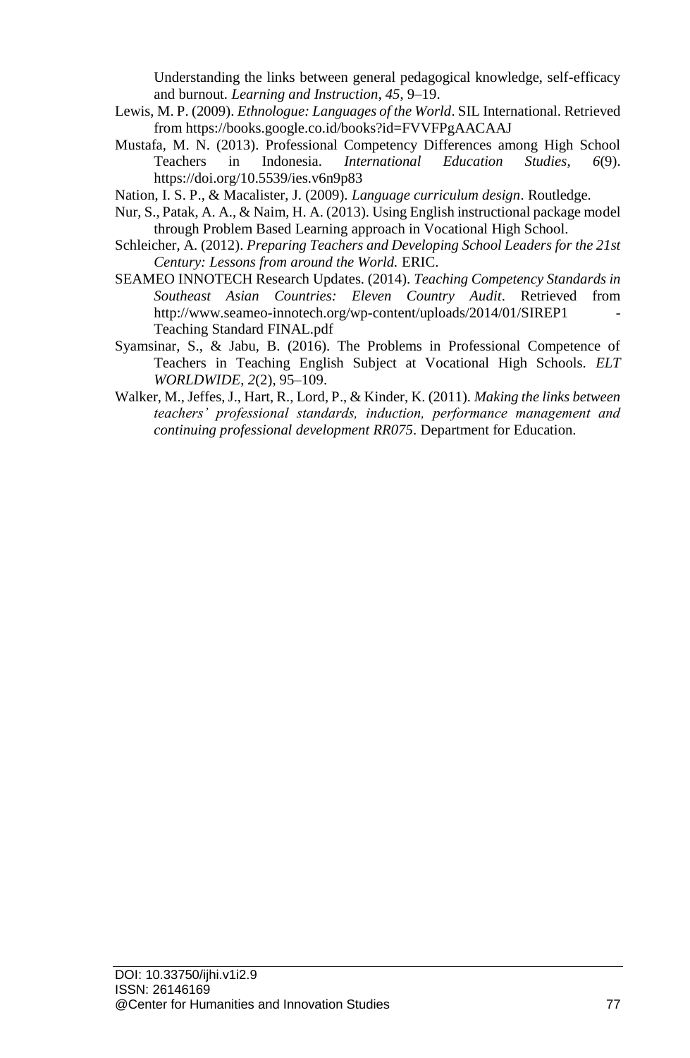Understanding the links between general pedagogical knowledge, self-efficacy and burnout. *Learning and Instruction*, *45*, 9–19.

Lewis, M. P. (2009). *Ethnologue: Languages of the World*. SIL International. Retrieved from https://books.google.co.id/books?id=FVVFPgAACAAJ

Mustafa, M. N. (2013). Professional Competency Differences among High School Teachers in Indonesia. *International Education Studies*, *6*(9). https://doi.org/10.5539/ies.v6n9p83

Nation, I. S. P., & Macalister, J. (2009). *Language curriculum design*. Routledge.

Nur, S., Patak, A. A., & Naim, H. A. (2013). Using English instructional package model through Problem Based Learning approach in Vocational High School.

Schleicher, A. (2012). *Preparing Teachers and Developing School Leaders for the 21st Century: Lessons from around the World.* ERIC.

SEAMEO INNOTECH Research Updates. (2014). *Teaching Competency Standards in Southeast Asian Countries: Eleven Country Audit*. Retrieved from http://www.seameo-innotech.org/wp-content/uploads/2014/01/SIREP1 - Teaching Standard FINAL.pdf

Syamsinar, S., & Jabu, B. (2016). The Problems in Professional Competence of Teachers in Teaching English Subject at Vocational High Schools. *ELT WORLDWIDE*, *2*(2), 95–109.

Walker, M., Jeffes, J., Hart, R., Lord, P., & Kinder, K. (2011). *Making the links between teachers' professional standards, induction, performance management and continuing professional development RR075*. Department for Education.